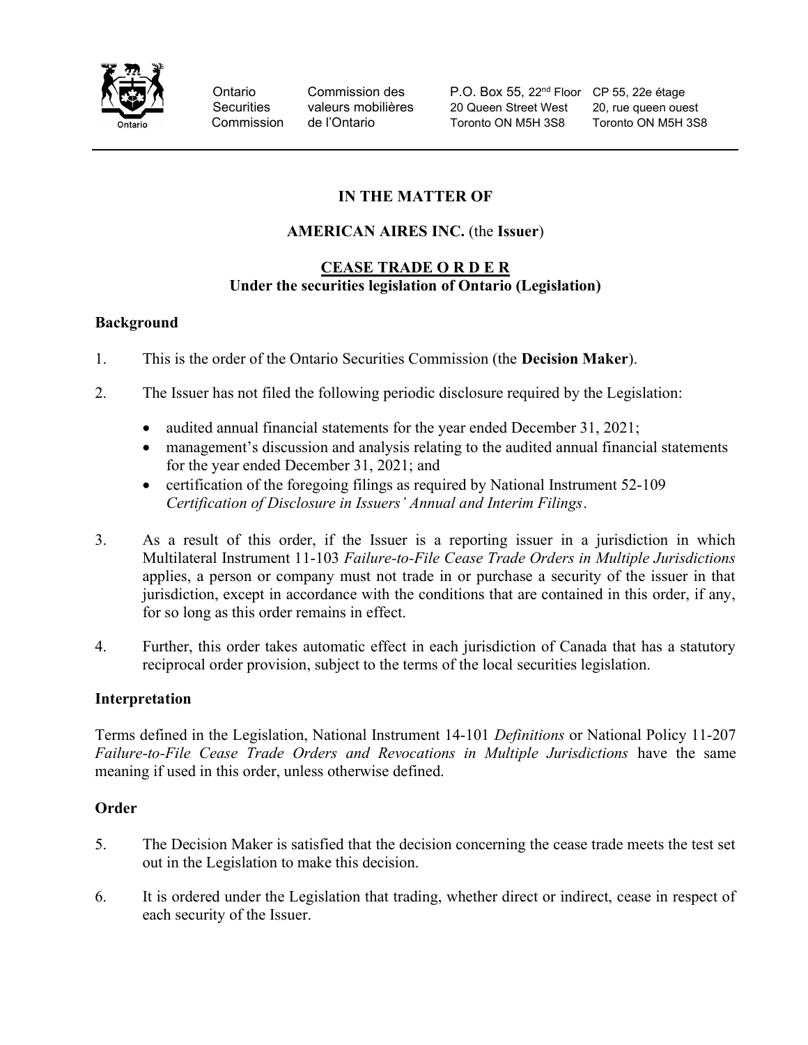Ontario Securities Commission | Commission des valeurs mobilières de l'Ontario | P.O. Box 55, 22nd Floor, 20 Queen Street West, Toronto ON M5H 3S8 | CP 55, 22e étage, 20, rue queen ouest, Toronto ON M5H 3S8

**IN THE MATTER OF**

**AMERICAN AIRES INC.** (the **Issuer**)

**CEASE TRADE O R D E R**
**Under the securities legislation of Ontario (Legislation)**

**Background**

1. This is the order of the Ontario Securities Commission (the **Decision Maker**).

2. The Issuer has not filed the following periodic disclosure required by the Legislation:

   - audited annual financial statements for the year ended December 31, 2021;
   - management's discussion and analysis relating to the audited annual financial statements for the year ended December 31, 2021; and
   - certification of the foregoing filings as required by National Instrument 52-109 *Certification of Disclosure in Issuers' Annual and Interim Filings*.

3. As a result of this order, if the Issuer is a reporting issuer in a jurisdiction in which Multilateral Instrument 11-103 *Failure-to-File Cease Trade Orders in Multiple Jurisdictions* applies, a person or company must not trade in or purchase a security of the issuer in that jurisdiction, except in accordance with the conditions that are contained in this order, if any, for so long as this order remains in effect.

4. Further, this order takes automatic effect in each jurisdiction of Canada that has a statutory reciprocal order provision, subject to the terms of the local securities legislation.

**Interpretation**

Terms defined in the Legislation, National Instrument 14-101 *Definitions* or National Policy 11-207 *Failure-to-File Cease Trade Orders and Revocations in Multiple Jurisdictions* have the same meaning if used in this order, unless otherwise defined.

**Order**

5. The Decision Maker is satisfied that the decision concerning the cease trade meets the test set out in the Legislation to make this decision.

6. It is ordered under the Legislation that trading, whether direct or indirect, cease in respect of each security of the Issuer.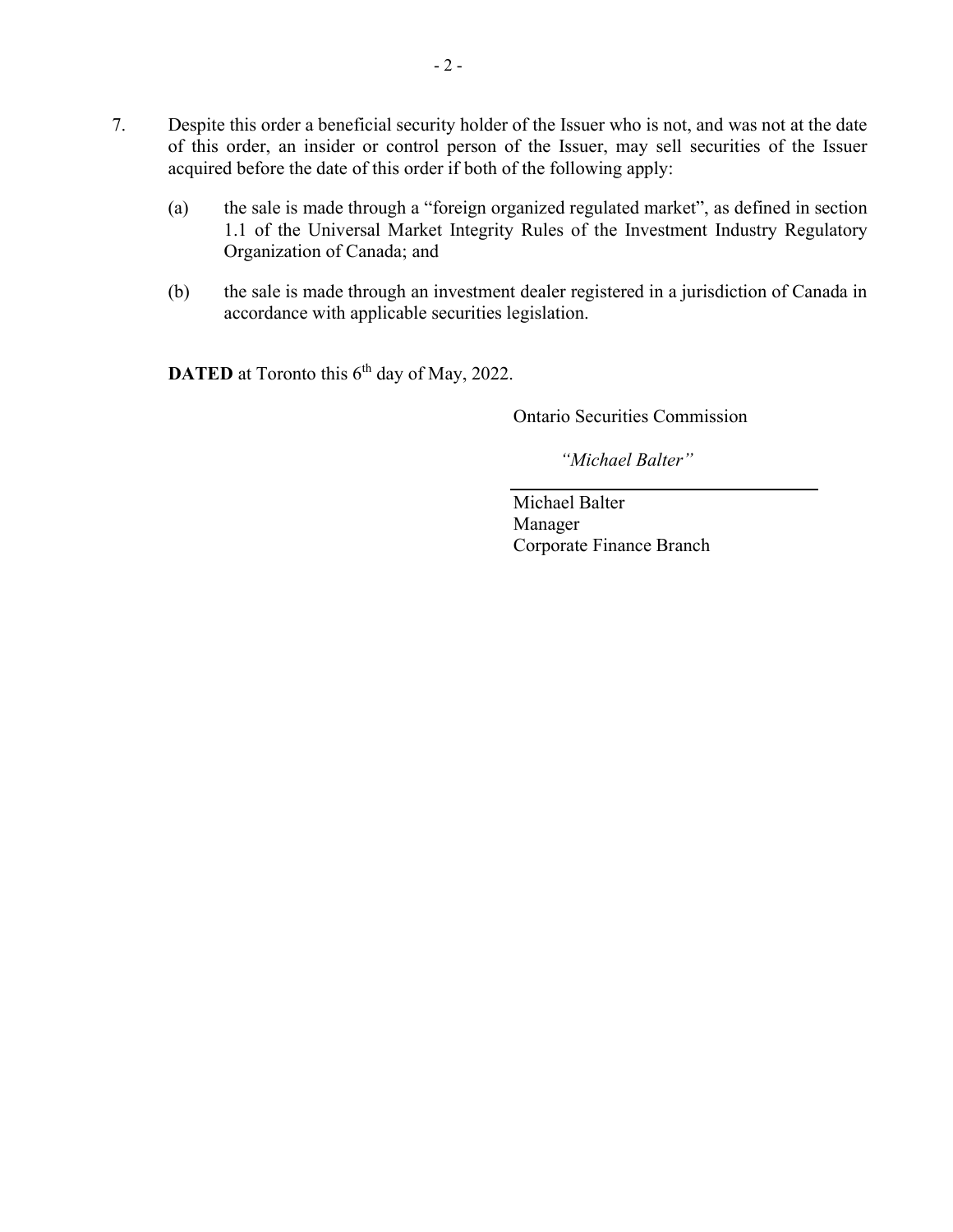7. Despite this order a beneficial security holder of the Issuer who is not, and was not at the date of this order, an insider or control person of the Issuer, may sell securities of the Issuer acquired before the date of this order if both of the following apply:

   (a) the sale is made through a "foreign organized regulated market", as defined in section 1.1 of the Universal Market Integrity Rules of the Investment Industry Regulatory Organization of Canada; and

   (b) the sale is made through an investment dealer registered in a jurisdiction of Canada in accordance with applicable securities legislation.

**DATED** at Toronto this 6th day of May, 2022.

Ontario Securities Commission

*"Michael Balter"*

Michael Balter
Manager
Corporate Finance Branch